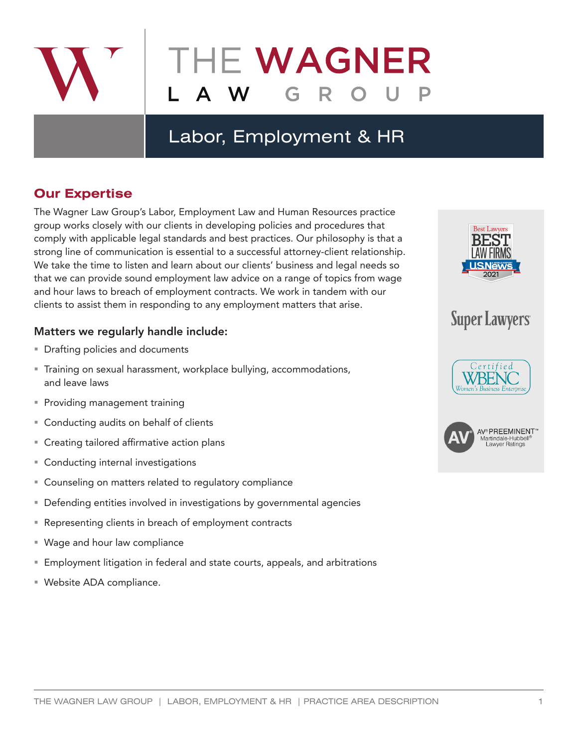# THE WAGNER LAW GROUP

## Labor, Employment & HR

## Our Expertise

The Wagner Law Group's Labor, Employment Law and Human Resources practice group works closely with our clients in developing policies and procedures that comply with applicable legal standards and best practices. Our philosophy is that a strong line of communication is essential to a successful attorney-client relationship. We take the time to listen and learn about our clients' business and legal needs so that we can provide sound employment law advice on a range of topics from wage and hour laws to breach of employment contracts. We work in tandem with our clients to assist them in responding to any employment matters that arise.

### Matters we regularly handle include:

- Drafting policies and documents
- Training on sexual harassment, workplace bullying, accommodations, and leave laws
- Providing management training
- Conducting audits on behalf of clients
- Creating tailored affirmative action plans
- Conducting internal investigations
- Counseling on matters related to regulatory compliance
- Defending entities involved in investigations by governmental agencies
- Representing clients in breach of employment contracts
- Wage and hour law compliance
- Employment litigation in federal and state courts, appeals, and arbitrations
- Website ADA compliance.

Best Lawyers BEST LAW FIRMS U.S.News & World Report 2021

Super Lawyers

Certified WBENC Women's Business Enterprise

AV® PREEMINENT™ Martindale-Hubbell® Lawyer Ratings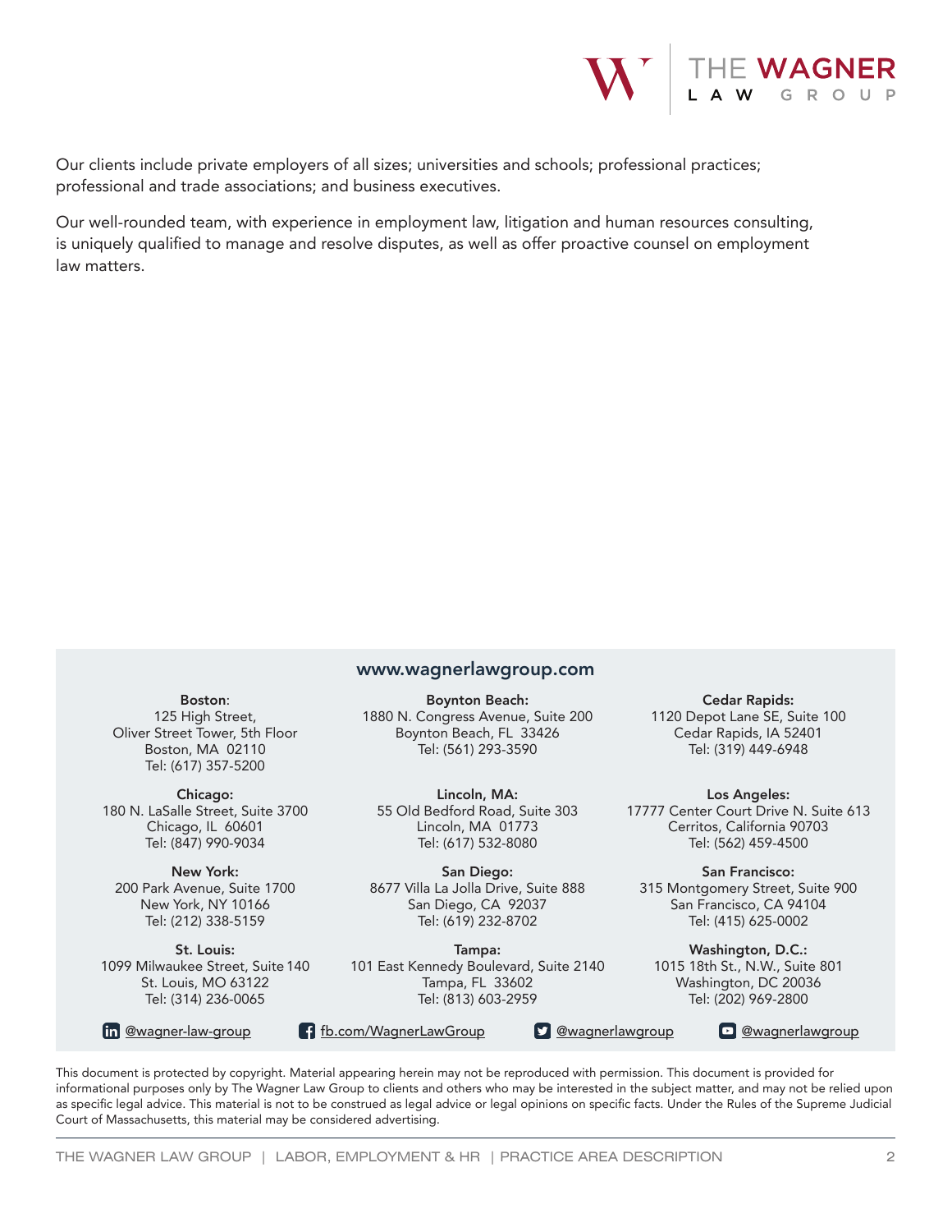Our clients include private employers of all sizes; universities and schools; professional practices; professional and trade associations; and business executives.

Our well-rounded team, with experience in employment law, litigation and human resources consulting, is uniquely qualified to manage and resolve disputes, as well as offer proactive counsel on employment law matters.

**www.wagnerlawgroup.com**

**Boston:**
125 High Street,
Oliver Street Tower, 5th Floor
Boston, MA 02110
Tel: (617) 357-5200

**Boynton Beach:**
1880 N. Congress Avenue, Suite 200
Boynton Beach, FL 33426
Tel: (561) 293-3590

**Cedar Rapids:**
1120 Depot Lane SE, Suite 100
Cedar Rapids, IA 52401
Tel: (319) 449-6948

**Chicago:**
180 N. LaSalle Street, Suite 3700
Chicago, IL 60601
Tel: (847) 990-9034

**Lincoln, MA:**
55 Old Bedford Road, Suite 303
Lincoln, MA 01773
Tel: (617) 532-8080

**Los Angeles:**
17777 Center Court Drive N. Suite 613
Cerritos, California 90703
Tel: (562) 459-4500

**New York:**
200 Park Avenue, Suite 1700
New York, NY 10166
Tel: (212) 338-5159

**San Diego:**
8677 Villa La Jolla Drive, Suite 888
San Diego, CA 92037
Tel: (619) 232-8702

**San Francisco:**
315 Montgomery Street, Suite 900
San Francisco, CA 94104
Tel: (415) 625-0002

**St. Louis:**
1099 Milwaukee Street, Suite 140
St. Louis, MO 63122
Tel: (314) 236-0065

**Tampa:**
101 East Kennedy Boulevard, Suite 2140
Tampa, FL 33602
Tel: (813) 603-2959

**Washington, D.C.:**
1015 18th St., N.W., Suite 801
Washington, DC 20036
Tel: (202) 969-2800

@wagner-law-group | fb.com/WagnerLawGroup | @wagnerlawgroup | @wagnerlawgroup

This document is protected by copyright. Material appearing herein may not be reproduced with permission. This document is provided for informational purposes only by The Wagner Law Group to clients and others who may be interested in the subject matter, and may not be relied upon as specific legal advice. This material is not to be construed as legal advice or legal opinions on specific facts. Under the Rules of the Supreme Judicial Court of Massachusetts, this material may be considered advertising.